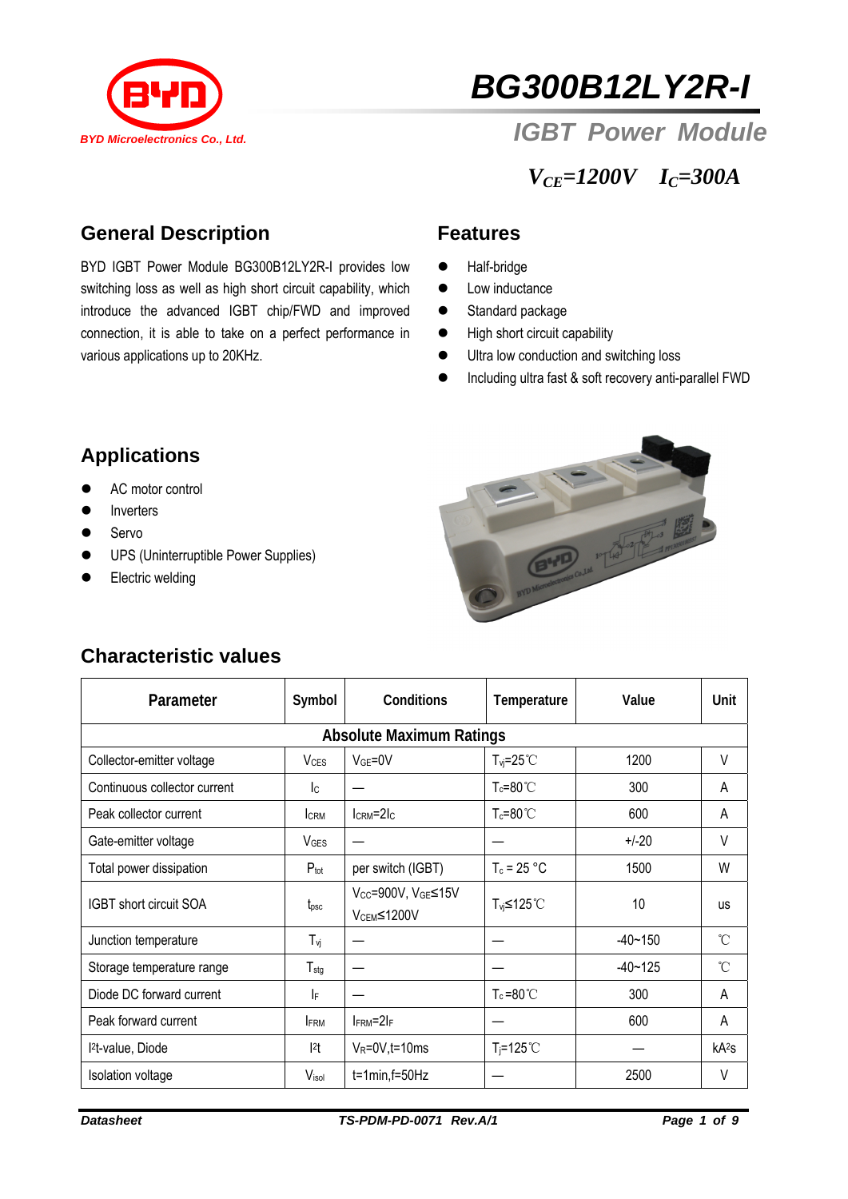BYD Microelectronics Co., Ltd.

# BG300B12LY2R-I

## IGBT Power Module

$V_{CE}$=1200V $I_C$=300A

## General Description

BYD IGBT Power Module BG300B12LY2R-I provides low switching loss as well as high short circuit capability, which introduce the advanced IGBT chip/FWD and improved connection, it is able to take on a perfect performance in various applications up to 20KHz.

## Features

- Half-bridge
- Low inductance
- Standard package
- High short circuit capability
- Ultra low conduction and switching loss
- Including ultra fast & soft recovery anti-parallel FWD

## Applications

- AC motor control
- Inverters
- Servo
- UPS (Uninterruptible Power Supplies)
- Electric welding

## Characteristic values

| Parameter | Symbol | Conditions | Temperature | Value | Unit |
|---|---|---|---|---|---|
| **Absolute Maximum Ratings** | | | | | |
| Collector-emitter voltage | $V_{CES}$ | $V_{GE}$=0V | $T_{vj}$=25℃ | 1200 | V |
| Continuous collector current | $I_C$ | — | $T_c$=80℃ | 300 | A |
| Peak collector current | $I_{CRM}$ | $I_{CRM}$=2$I_C$ | $T_c$=80℃ | 600 | A |
| Gate-emitter voltage | $V_{GES}$ | — | — | +/-20 | V |
| Total power dissipation | $P_{tot}$ | per switch (IGBT) | $T_c$ = 25 °C | 1500 | W |
| IGBT short circuit SOA | $t_{psc}$ | $V_{CC}$=900V, $V_{GE}$≤15V $V_{CEM}$≤1200V | $T_{vj}$≤125℃ | 10 | us |
| Junction temperature | $T_{vj}$ | — | — | -40~150 | ℃ |
| Storage temperature range | $T_{stg}$ | — | — | -40~125 | ℃ |
| Diode DC forward current | $I_F$ | — | $T_c$=80℃ | 300 | A |
| Peak forward current | $I_{FRM}$ | $I_{FRM}$=2$I_F$ | — | 600 | A |
| $I^2t$-value, Diode | $I^2t$ | $V_R$=0V,t=10ms | $T_j$=125℃ | — | $kA^2s$ |
| Isolation voltage | $V_{isol}$ | t=1min,f=50Hz | — | 2500 | V |

Datasheet TS-PDM-PD-0071 Rev.A/1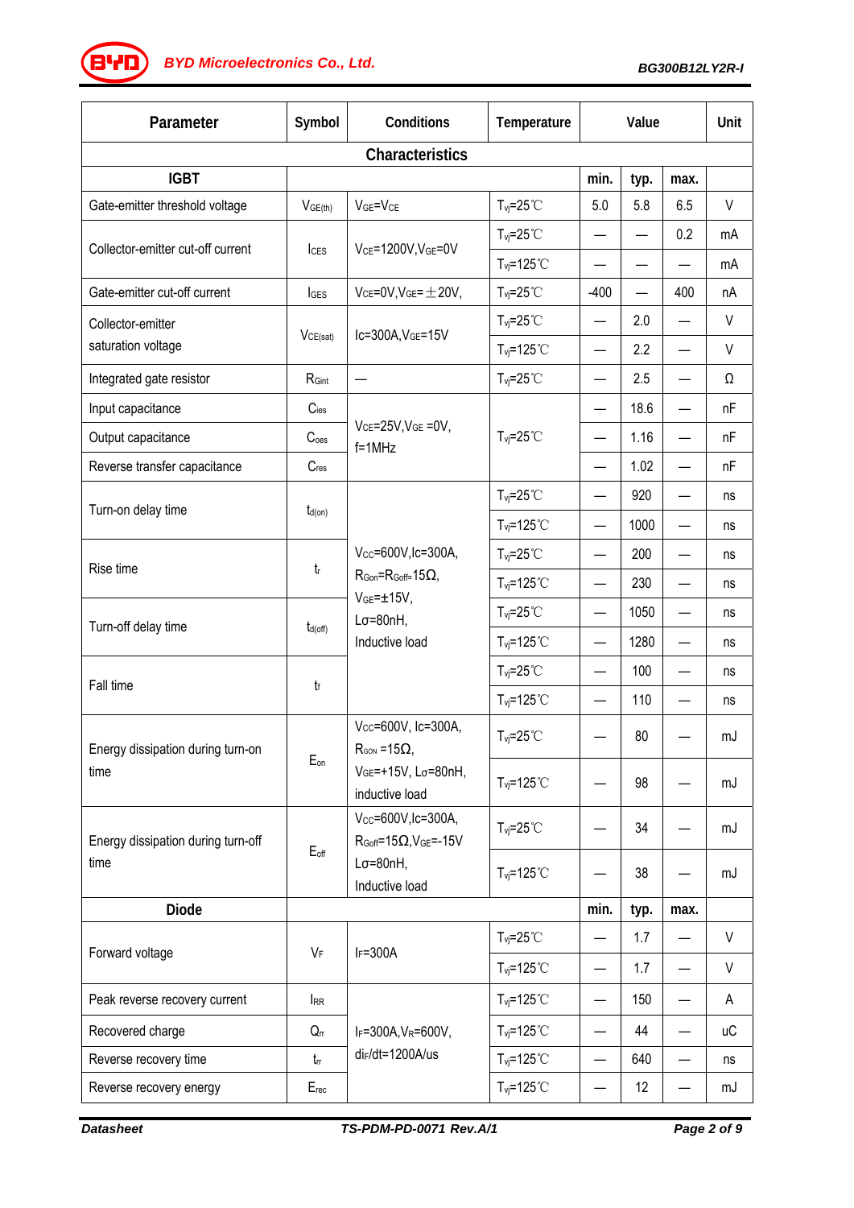| Parameter | Symbol | Conditions | Temperature | Value | | | Unit |
|---|---|---|---|---|---|---|---|
| **Characteristics** | | | | | | | |
| **IGBT** | | | | min. | typ. | max. | |
| Gate-emitter threshold voltage | $V_{GE(th)}$ | $V_{GE}=V_{CE}$ | $T_{vj}$=25℃ | 5.0 | 5.8 | 6.5 | V |
| Collector-emitter cut-off current | $I_{CES}$ | $V_{CE}$=1200V, $V_{GE}$=0V | $T_{vj}$=25℃ | — | — | 0.2 | mA |
| | | | $T_{vj}$=125℃ | — | — | — | mA |
| Gate-emitter cut-off current | $I_{GES}$ | $V_{CE}$=0V, $V_{GE}$=±20V, | $T_{vj}$=25℃ | -400 | — | 400 | nA |
| Collector-emitter saturation voltage | $V_{CE(sat)}$ | Ic=300A, $V_{GE}$=15V | $T_{vj}$=25℃ | — | 2.0 | — | V |
| | | | $T_{vj}$=125℃ | — | 2.2 | — | V |
| Integrated gate resistor | $R_{Gint}$ | — | $T_{vj}$=25℃ | — | 2.5 | — | Ω |
| Input capacitance | $C_{ies}$ | $V_{CE}$=25V, $V_{GE}$ =0V, f=1MHz | $T_{vj}$=25℃ | — | 18.6 | — | nF |
| Output capacitance | $C_{oes}$ | | | — | 1.16 | — | nF |
| Reverse transfer capacitance | $C_{res}$ | | | — | 1.02 | — | nF |
| Turn-on delay time | $t_{d(on)}$ | $V_{CC}$=600V, Ic=300A, $R_{Gon}=R_{Goff}$=15Ω, $V_{GE}$=±15V, Lσ=80nH, Inductive load | $T_{vj}$=25℃ | — | 920 | — | ns |
| | | | $T_{vj}$=125℃ | — | 1000 | — | ns |
| Rise time | $t_r$ | | $T_{vj}$=25℃ | — | 200 | — | ns |
| | | | $T_{vj}$=125℃ | — | 230 | — | ns |
| Turn-off delay time | $t_{d(off)}$ | | $T_{vj}$=25℃ | — | 1050 | — | ns |
| | | | $T_{vj}$=125℃ | — | 1280 | — | ns |
| Fall time | $t_f$ | | $T_{vj}$=25℃ | — | 100 | — | ns |
| | | | $T_{vj}$=125℃ | — | 110 | — | ns |
| Energy dissipation during turn-on time | $E_{on}$ | $V_{CC}$=600V, Ic=300A, $R_{GON}$ =15Ω, $V_{GE}$=+15V, Lσ=80nH, inductive load | $T_{vj}$=25℃ | — | 80 | — | mJ |
| | | | $T_{vj}$=125℃ | — | 98 | — | mJ |
| Energy dissipation during turn-off time | $E_{off}$ | $V_{CC}$=600V, Ic=300A, $R_{Goff}$=15Ω, $V_{GE}$=-15V Lσ=80nH, Inductive load | $T_{vj}$=25℃ | — | 34 | — | mJ |
| | | | $T_{vj}$=125℃ | — | 38 | — | mJ |
| **Diode** | | | | min. | typ. | max. | |
| Forward voltage | $V_F$ | $I_F$=300A | $T_{vj}$=25℃ | — | 1.7 | — | V |
| | | | $T_{vj}$=125℃ | — | 1.7 | — | V |
| Peak reverse recovery current | $I_{RR}$ | $I_F$=300A, $V_R$=600V, $di_F/dt$=1200A/us | $T_{vj}$=125℃ | — | 150 | — | A |
| Recovered charge | $Q_{rr}$ | | $T_{vj}$=125℃ | — | 44 | — | uC |
| Reverse recovery time | $t_{rr}$ | | $T_{vj}$=125℃ | — | 640 | — | ns |
| Reverse recovery energy | $E_{rec}$ | | $T_{vj}$=125℃ | — | 12 | — | mJ |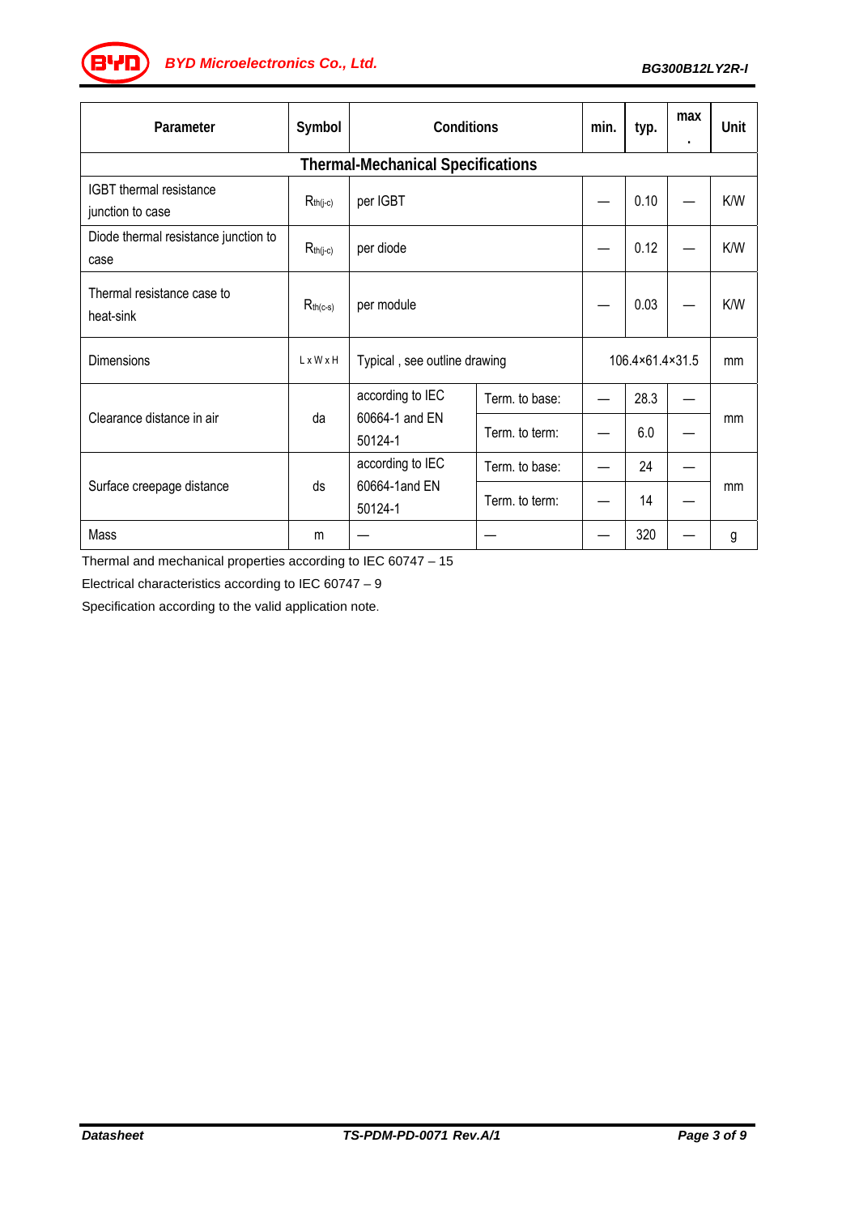| Parameter | Symbol | Conditions | | min. | typ. | max. | Unit |
|---|---|---|---|---|---|---|---|
| **Thermal-Mechanical Specifications** | | | | | | | |
| IGBT thermal resistance junction to case | $R_{th(j-c)}$ | per IGBT | | — | 0.10 | — | K/W |
| Diode thermal resistance junction to case | $R_{th(j-c)}$ | per diode | | — | 0.12 | — | K/W |
| Thermal resistance case to heat-sink | $R_{th(c-s)}$ | per module | | — | 0.03 | — | K/W |
| Dimensions | L x W x H | Typical , see outline drawing | | 106.4×61.4×31.5 | | | mm |
| Clearance distance in air | da | according to IEC 60664-1 and EN 50124-1 | Term. to base: | — | 28.3 | — | mm |
| | | | Term. to term: | — | 6.0 | — | |
| Surface creepage distance | ds | according to IEC 60664-1and EN 50124-1 | Term. to base: | — | 24 | — | mm |
| | | | Term. to term: | — | 14 | — | |
| Mass | m | — | — | — | 320 | — | g |

Thermal and mechanical properties according to IEC 60747 – 15

Electrical characteristics according to IEC 60747 – 9

Specification according to the valid application note.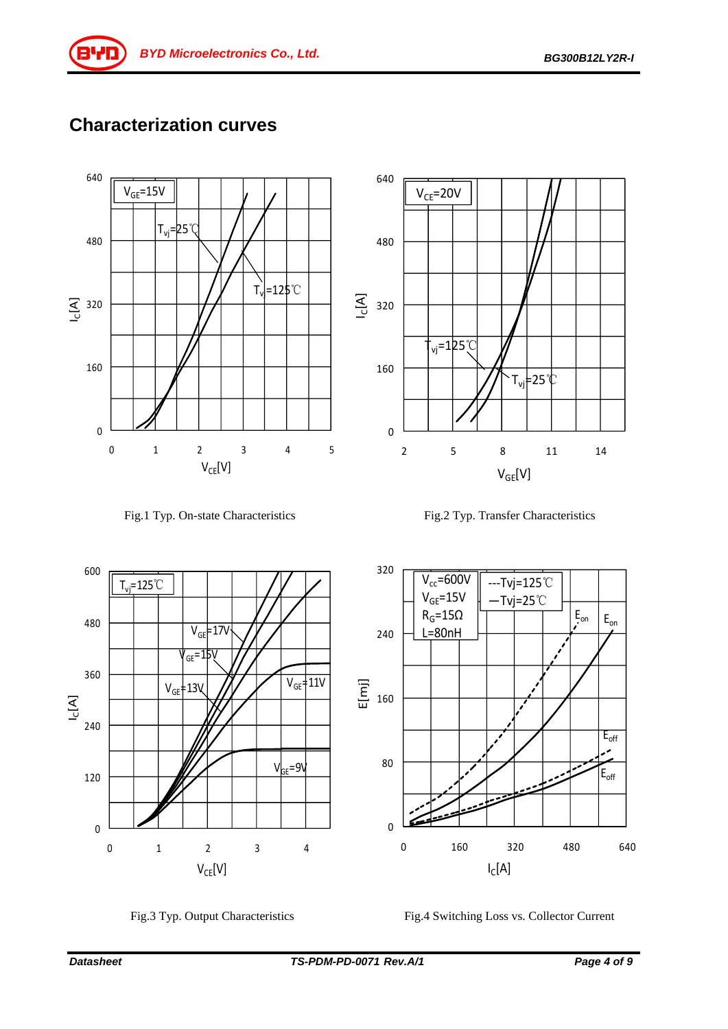## Characterization curves

Fig.1 Typ. On-state Characteristics

Fig.2 Typ. Transfer Characteristics

Fig.3 Typ. Output Characteristics

Fig.4 Switching Loss vs. Collector Current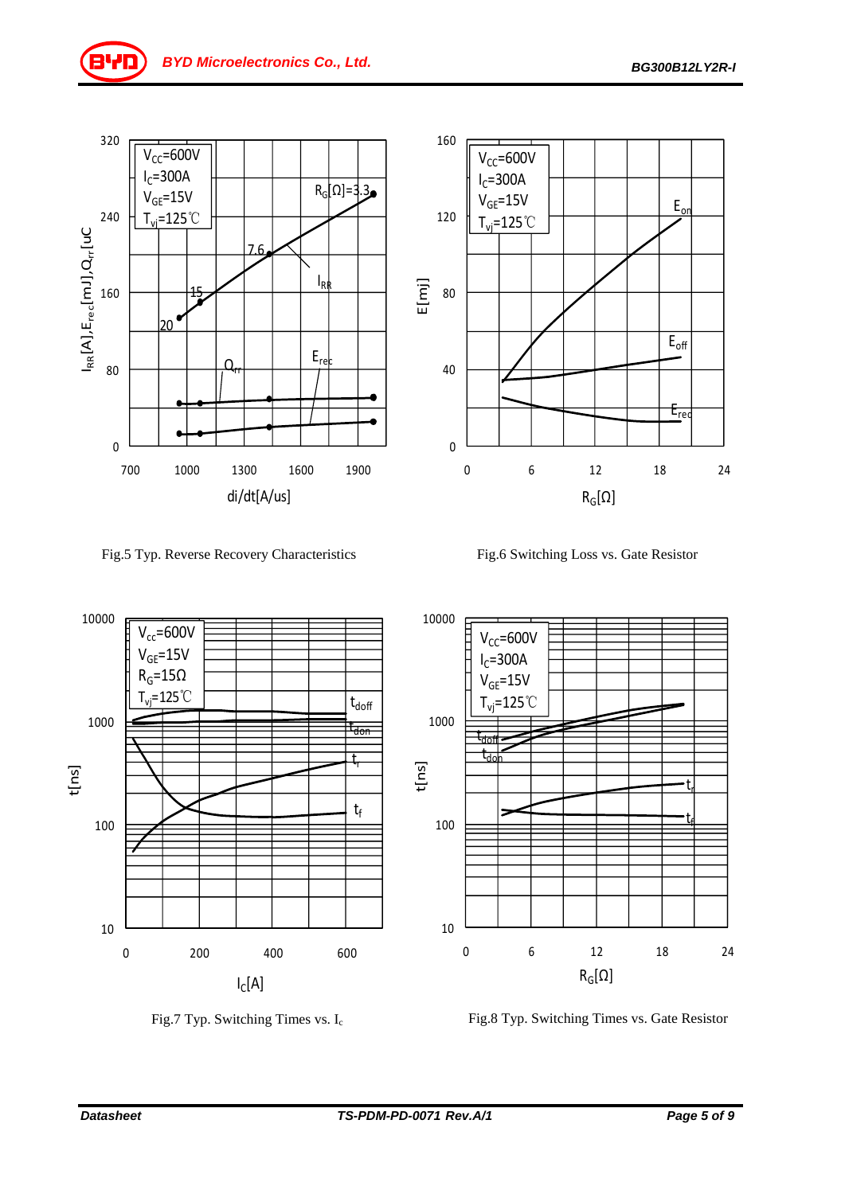Fig.5 Typ. Reverse Recovery Characteristics

Fig.6 Switching Loss vs. Gate Resistor

Fig.7 Typ. Switching Times vs. $I_c$

Fig.8 Typ. Switching Times vs. Gate Resistor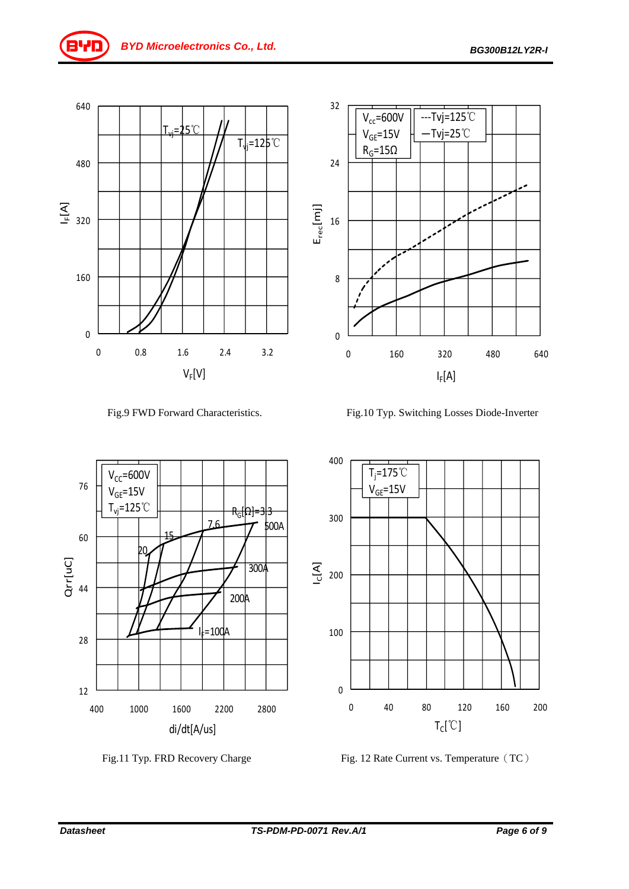Fig.9 FWD Forward Characteristics.

Fig.10 Typ. Switching Losses Diode-Inverter

Fig.11 Typ. FRD Recovery Charge

Fig. 12 Rate Current vs. Temperature（TC）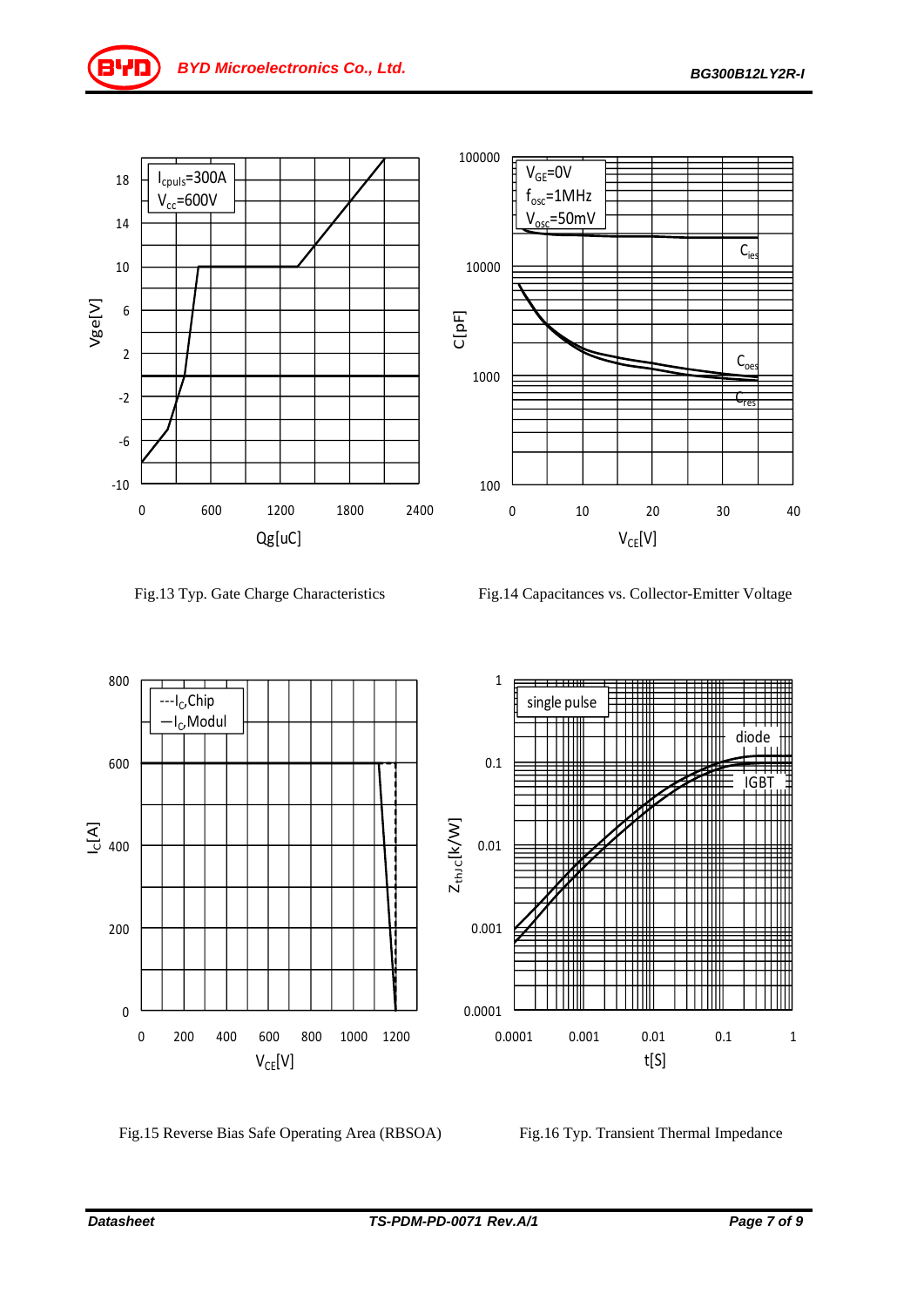Fig.13 Typ. Gate Charge Characteristics

Fig.14 Capacitances vs. Collector-Emitter Voltage

Fig.15 Reverse Bias Safe Operating Area (RBSOA)

Fig.16 Typ. Transient Thermal Impedance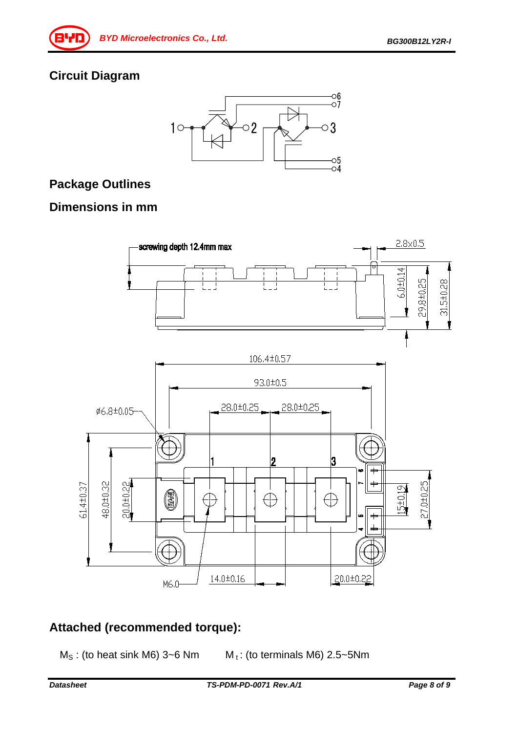## Circuit Diagram

## Package Outlines

## Dimensions in mm

## Attached (recommended torque):

$M_S$ : (to heat sink M6) 3~6 Nm $M_t$ : (to terminals M6) 2.5~5Nm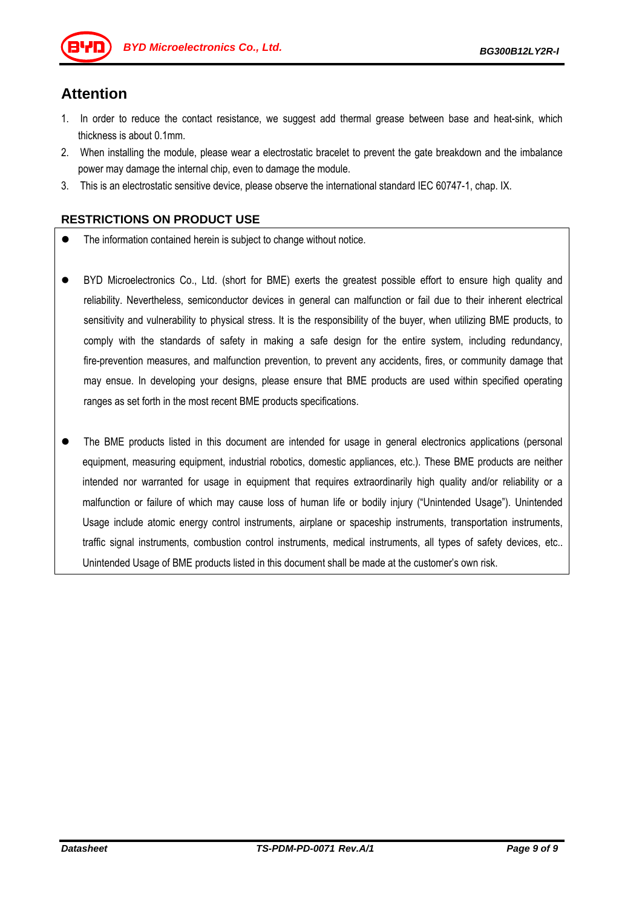## Attention

1. In order to reduce the contact resistance, we suggest add thermal grease between base and heat-sink, which thickness is about 0.1mm.
2. When installing the module, please wear a electrostatic bracelet to prevent the gate breakdown and the imbalance power may damage the internal chip, even to damage the module.
3. This is an electrostatic sensitive device, please observe the international standard IEC 60747-1, chap. IX.

### RESTRICTIONS ON PRODUCT USE

- The information contained herein is subject to change without notice.
- BYD Microelectronics Co., Ltd. (short for BME) exerts the greatest possible effort to ensure high quality and reliability. Nevertheless, semiconductor devices in general can malfunction or fail due to their inherent electrical sensitivity and vulnerability to physical stress. It is the responsibility of the buyer, when utilizing BME products, to comply with the standards of safety in making a safe design for the entire system, including redundancy, fire-prevention measures, and malfunction prevention, to prevent any accidents, fires, or community damage that may ensue. In developing your designs, please ensure that BME products are used within specified operating ranges as set forth in the most recent BME products specifications.
- The BME products listed in this document are intended for usage in general electronics applications (personal equipment, measuring equipment, industrial robotics, domestic appliances, etc.). These BME products are neither intended nor warranted for usage in equipment that requires extraordinarily high quality and/or reliability or a malfunction or failure of which may cause loss of human life or bodily injury ("Unintended Usage"). Unintended Usage include atomic energy control instruments, airplane or spaceship instruments, transportation instruments, traffic signal instruments, combustion control instruments, medical instruments, all types of safety devices, etc.. Unintended Usage of BME products listed in this document shall be made at the customer's own risk.